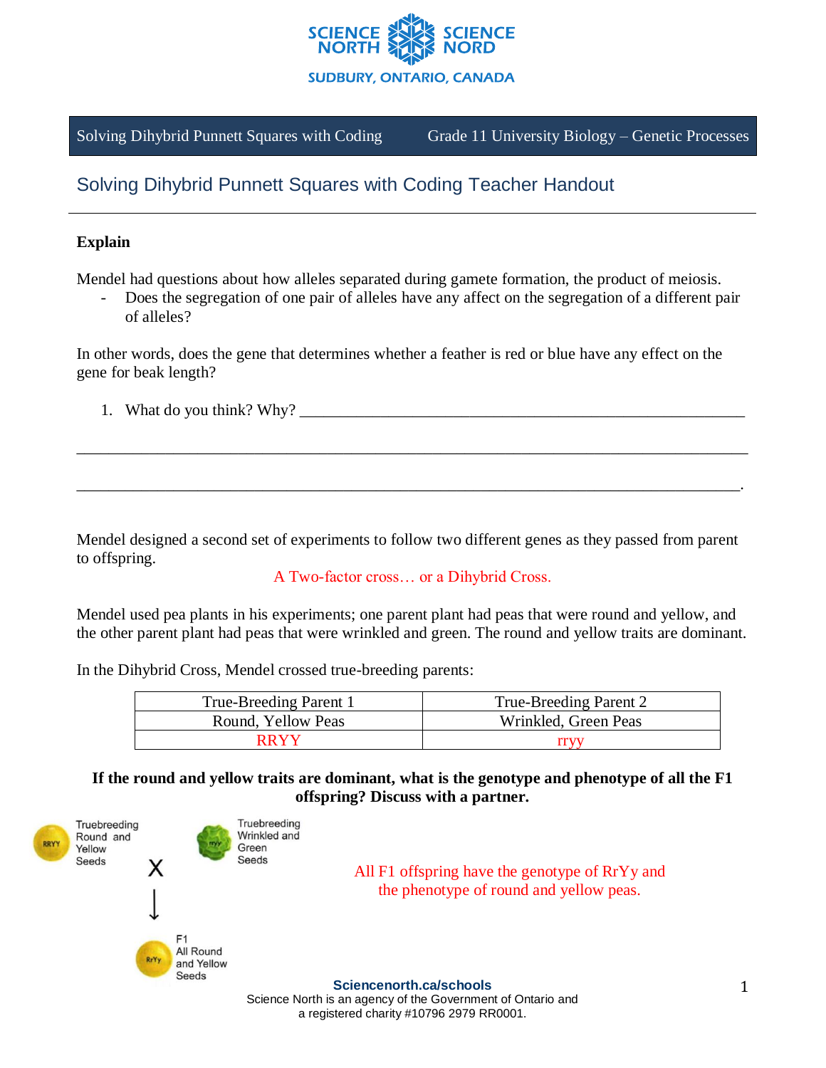Solving Dihybrid Punnett Squares with Coding | Grade 11 University Biology – Genetic Processes

# Solving Dihybrid Punnett Squares with Coding Teacher Handout

**Explain**

Mendel had questions about how alleles separated during gamete formation, the product of meiosis.

- Does the segregation of one pair of alleles have any affect on the segregation of a different pair of alleles?

In other words, does the gene that determines whether a feather is red or blue have any effect on the gene for beak length?

1. What do you think? Why? ________________________________________________________

______________________________________________________________________________

______________________________________________________________________________.

Mendel designed a second set of experiments to follow two different genes as they passed from parent to offspring.

A Two-factor cross… or a Dihybrid Cross.

Mendel used pea plants in his experiments; one parent plant had peas that were round and yellow, and the other parent plant had peas that were wrinkled and green. The round and yellow traits are dominant.

In the Dihybrid Cross, Mendel crossed true-breeding parents:

| True-Breeding Parent 1 | True-Breeding Parent 2 |
|---|---|
| Round, Yellow Peas | Wrinkled, Green Peas |
| RRYY | rryy |

**If the round and yellow traits are dominant, what is the genotype and phenotype of all the F1 offspring? Discuss with a partner.**

Truebreeding Round and Yellow Seeds (RRYY) X Truebreeding Wrinkled and Green Seeds (rryy)

↓

F1 All Round and Yellow Seeds (RrYy)

All F1 offspring have the genotype of RrYy and the phenotype of round and yellow peas.

**Sciencenorth.ca/schools**
Science North is an agency of the Government of Ontario and a registered charity #10796 2979 RR0001.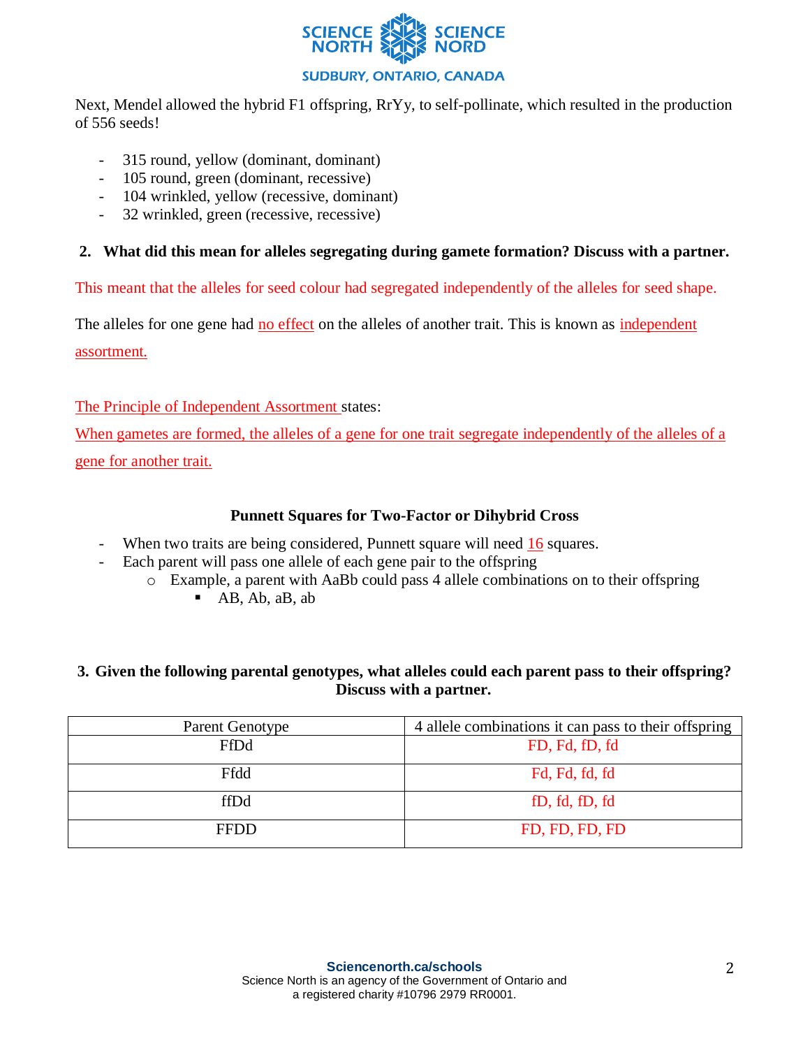Next, Mendel allowed the hybrid F1 offspring, RrYy, to self-pollinate, which resulted in the production of 556 seeds!

- 315 round, yellow (dominant, dominant)
- 105 round, green (dominant, recessive)
- 104 wrinkled, yellow (recessive, dominant)
- 32 wrinkled, green (recessive, recessive)

**2. What did this mean for alleles segregating during gamete formation? Discuss with a partner.**

This meant that the alleles for seed colour had segregated independently of the alleles for seed shape.

The alleles for one gene had no effect on the alleles of another trait. This is known as independent assortment.

The Principle of Independent Assortment states:

When gametes are formed, the alleles of a gene for one trait segregate independently of the alleles of a gene for another trait.

### Punnett Squares for Two-Factor or Dihybrid Cross

- When two traits are being considered, Punnett square will need 16 squares.
- Each parent will pass one allele of each gene pair to the offspring
  - Example, a parent with AaBb could pass 4 allele combinations on to their offspring
    - AB, Ab, aB, ab

**3. Given the following parental genotypes, what alleles could each parent pass to their offspring? Discuss with a partner.**

| Parent Genotype | 4 allele combinations it can pass to their offspring |
|---|---|
| FfDd | FD, Fd, fD, fd |
| Ffdd | Fd, Fd, fd, fd |
| ffDd | fD, fd, fD, fd |
| FFDD | FD, FD, FD, FD |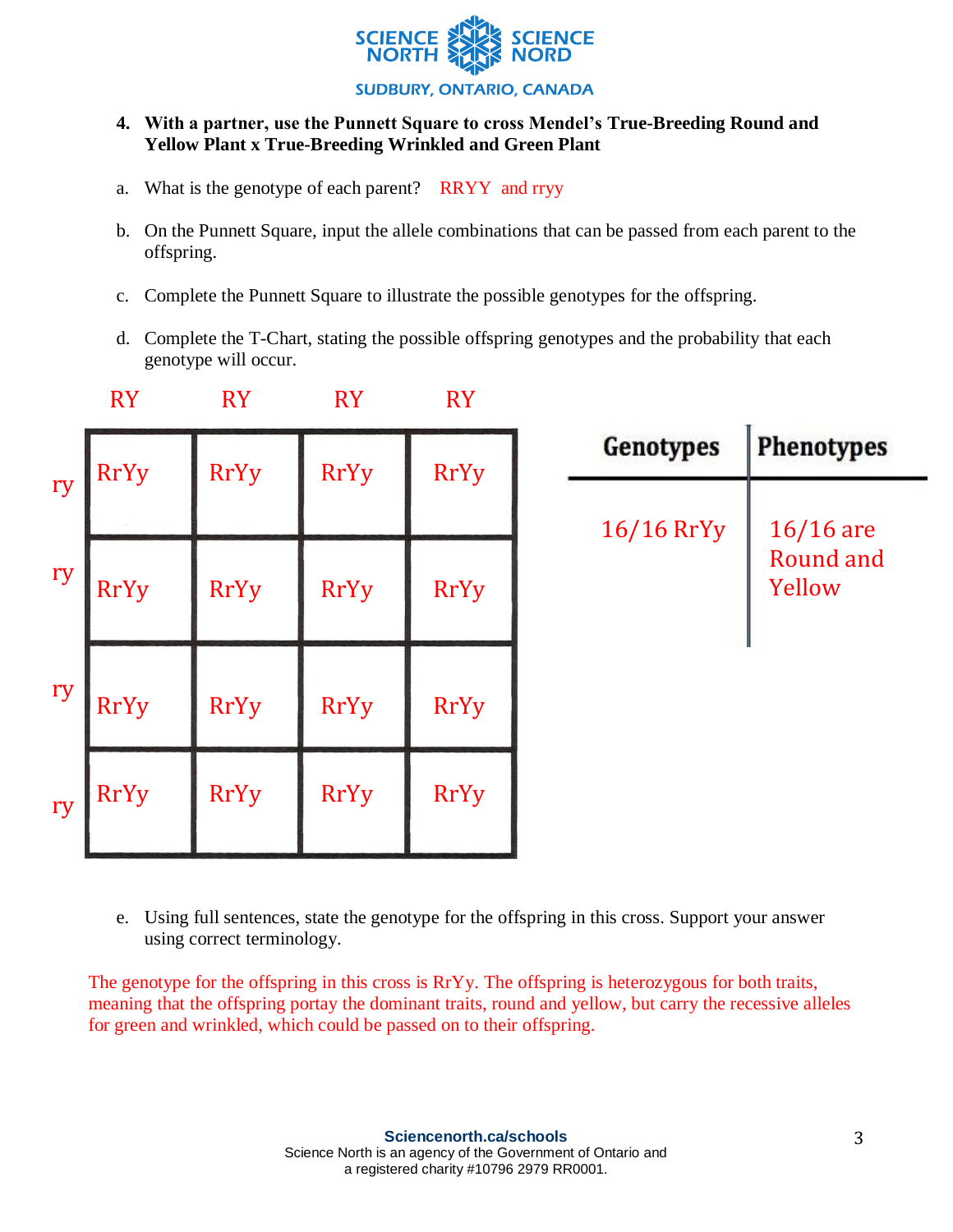4. **With a partner, use the Punnett Square to cross Mendel's True-Breeding Round and Yellow Plant x True-Breeding Wrinkled and Green Plant**

a. What is the genotype of each parent? RRYY and rryy

b. On the Punnett Square, input the allele combinations that can be passed from each parent to the offspring.

c. Complete the Punnett Square to illustrate the possible genotypes for the offspring.

d. Complete the T-Chart, stating the possible offspring genotypes and the probability that each genotype will occur.

| | RY | RY | RY | RY |
|---|---|---|---|---|
| ry | RrYy | RrYy | RrYy | RrYy |
| ry | RrYy | RrYy | RrYy | RrYy |
| ry | RrYy | RrYy | RrYy | RrYy |
| ry | RrYy | RrYy | RrYy | RrYy |

| Genotypes | Phenotypes |
|---|---|
| 16/16 RrYy | 16/16 are Round and Yellow |

e. Using full sentences, state the genotype for the offspring in this cross. Support your answer using correct terminology.

The genotype for the offspring in this cross is RrYy. The offspring is heterozygous for both traits, meaning that the offspring portay the dominant traits, round and yellow, but carry the recessive alleles for green and wrinkled, which could be passed on to their offspring.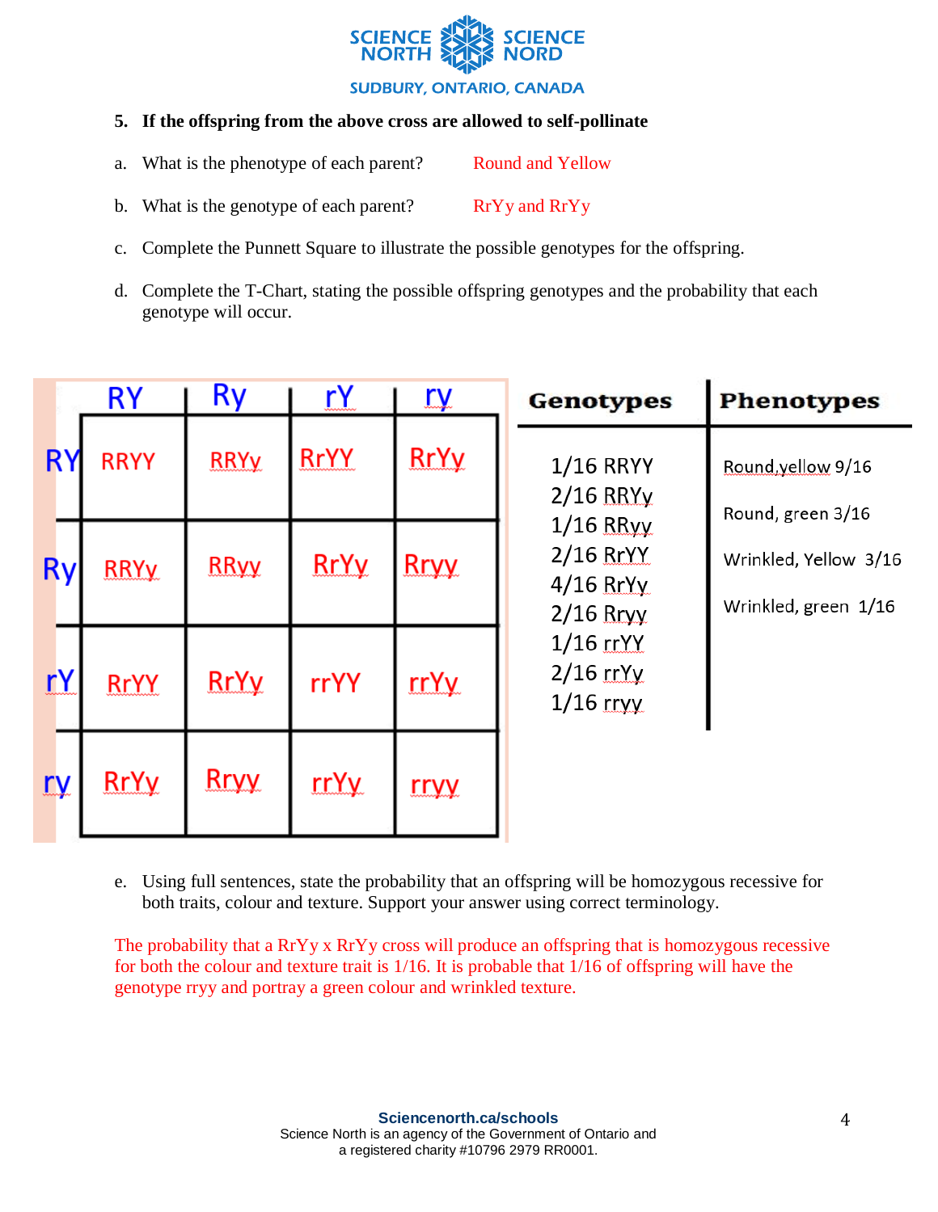**5. If the offspring from the above cross are allowed to self-pollinate**

a. What is the phenotype of each parent? Round and Yellow

b. What is the genotype of each parent? RrYy and RrYy

c. Complete the Punnett Square to illustrate the possible genotypes for the offspring.

d. Complete the T-Chart, stating the possible offspring genotypes and the probability that each genotype will occur.

| | RY | Ry | rY | ry |
|---|---|---|---|---|
| RY | RRYY | RRYy | RrYY | RrYy |
| Ry | RRYy | RRyy | RrYy | Rryy |
| rY | RrYY | RrYy | rrYY | rrYy |
| ry | RrYy | Rryy | rrYy | rryy |

| Genotypes | Phenotypes |
|---|---|
| 1/16 RRYY | Round,yellow 9/16 |
| 2/16 RRYy | Round, green 3/16 |
| 1/16 RRyy | Wrinkled, Yellow 3/16 |
| 2/16 RrYY | Wrinkled, green 1/16 |
| 4/16 RrYy | |
| 2/16 Rryy | |
| 1/16 rrYY | |
| 2/16 rrYy | |
| 1/16 rryy | |

e. Using full sentences, state the probability that an offspring will be homozygous recessive for both traits, colour and texture. Support your answer using correct terminology.

The probability that a RrYy x RrYy cross will produce an offspring that is homozygous recessive for both the colour and texture trait is 1/16. It is probable that 1/16 of offspring will have the genotype rryy and portray a green colour and wrinkled texture.